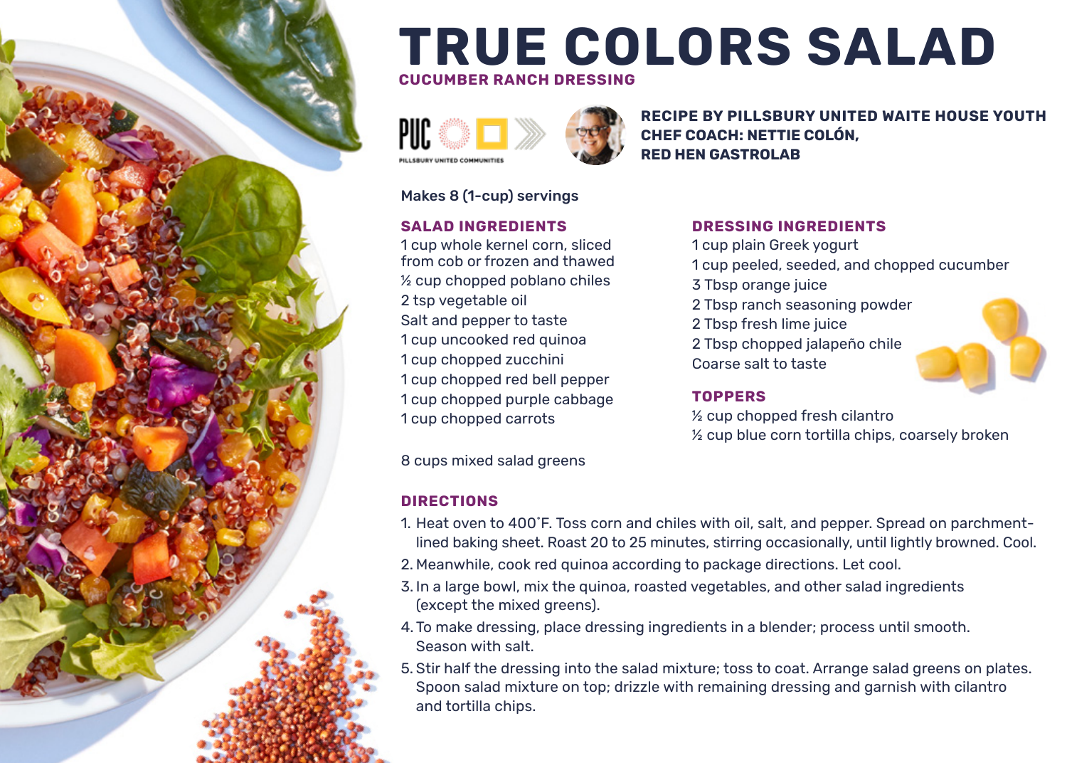# TRUE COLORS SALAD

## CUCUMBER RANCH DRESSING

PUC

PILLSBURY UNITED COMMUNITIES

**RECIPE BY PILLSBURY UNITED WAITE HOUSE YOUTH**
**CHEF COACH: NETTIE COLÓN,**
**RED HEN GASTROLAB**

Makes 8 (1-cup) servings

### SALAD INGREDIENTS

1 cup whole kernel corn, sliced from cob or frozen and thawed
½ cup chopped poblano chiles
2 tsp vegetable oil
Salt and pepper to taste
1 cup uncooked red quinoa
1 cup chopped zucchini
1 cup chopped red bell pepper
1 cup chopped purple cabbage
1 cup chopped carrots

8 cups mixed salad greens

### DRESSING INGREDIENTS

1 cup plain Greek yogurt
1 cup peeled, seeded, and chopped cucumber
3 Tbsp orange juice
2 Tbsp ranch seasoning powder
2 Tbsp fresh lime juice
2 Tbsp chopped jalapeño chile
Coarse salt to taste

### TOPPERS

½ cup chopped fresh cilantro
½ cup blue corn tortilla chips, coarsely broken

### DIRECTIONS

1. Heat oven to 400˚F. Toss corn and chiles with oil, salt, and pepper. Spread on parchment-lined baking sheet. Roast 20 to 25 minutes, stirring occasionally, until lightly browned. Cool.
2. Meanwhile, cook red quinoa according to package directions. Let cool.
3. In a large bowl, mix the quinoa, roasted vegetables, and other salad ingredients (except the mixed greens).
4. To make dressing, place dressing ingredients in a blender; process until smooth. Season with salt.
5. Stir half the dressing into the salad mixture; toss to coat. Arrange salad greens on plates. Spoon salad mixture on top; drizzle with remaining dressing and garnish with cilantro and tortilla chips.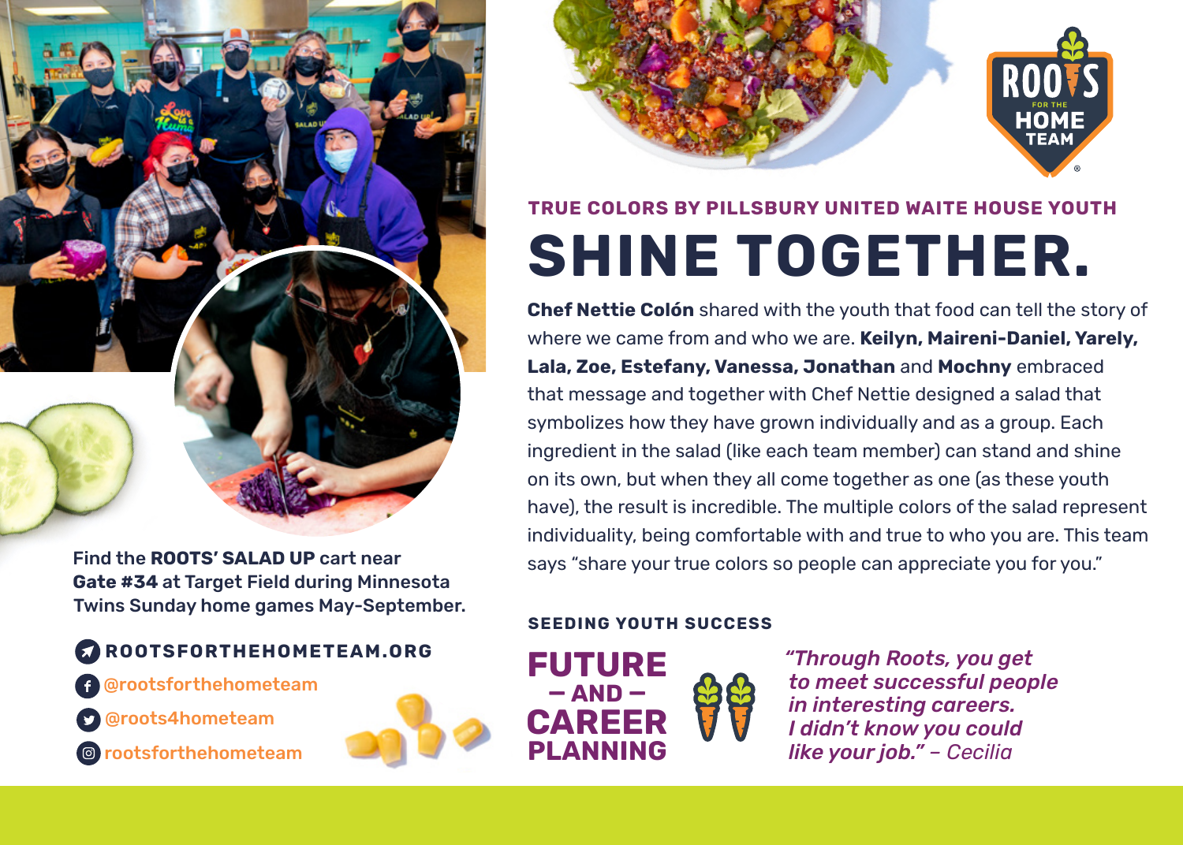## TRUE COLORS BY PILLSBURY UNITED WAITE HOUSE YOUTH

# SHINE TOGETHER.

**Chef Nettie Colón** shared with the youth that food can tell the story of where we came from and who we are. **Keilyn, Maireni-Daniel, Yarely, Lala, Zoe, Estefany, Vanessa, Jonathan** and **Mochny** embraced that message and together with Chef Nettie designed a salad that symbolizes how they have grown individually and as a group. Each ingredient in the salad (like each team member) can stand and shine on its own, but when they all come together as one (as these youth have), the result is incredible. The multiple colors of the salad represent individuality, being comfortable with and true to who you are. This team says "share your true colors so people can appreciate you for you."

Find the **ROOTS' SALAD UP** cart near **Gate #34** at Target Field during Minnesota Twins Sunday home games May-September.

**ROOTSFORTHEHOMETEAM.ORG**

@rootsforthehometeam

@roots4hometeam

rootsforthehometeam

### SEEDING YOUTH SUCCESS

**FUTURE – AND – CAREER PLANNING**

*"Through Roots, you get to meet successful people in interesting careers. I didn't know you could like your job." – Cecilia*